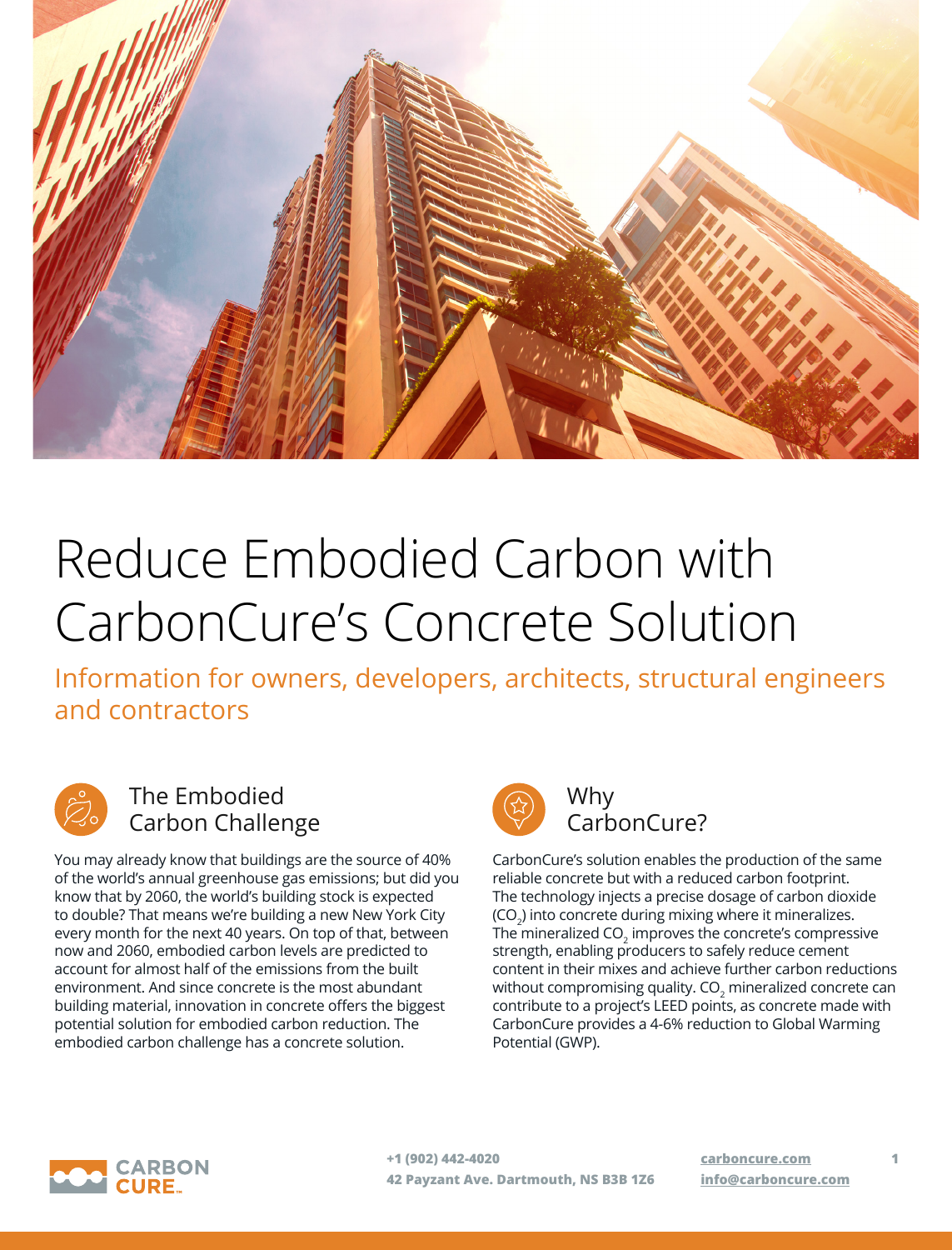# Reduce Embodied Carbon with CarbonCure's Concrete Solution

Information for owners, developers, architects, structural engineers and contractors

## The Embodied Carbon Challenge

You may already know that buildings are the source of 40% of the world's annual greenhouse gas emissions; but did you know that by 2060, the world's building stock is expected to double? That means we're building a new New York City every month for the next 40 years. On top of that, between now and 2060, embodied carbon levels are predicted to account for almost half of the emissions from the built environment. And since concrete is the most abundant building material, innovation in concrete offers the biggest potential solution for embodied carbon reduction. The embodied carbon challenge has a concrete solution.

## Why CarbonCure?

CarbonCure's solution enables the production of the same reliable concrete but with a reduced carbon footprint. The technology injects a precise dosage of carbon dioxide ($CO_2$) into concrete during mixing where it mineralizes. The mineralized $CO_2$ improves the concrete's compressive strength, enabling producers to safely reduce cement content in their mixes and achieve further carbon reductions without compromising quality. $CO_2$ mineralized concrete can contribute to a project's LEED points, as concrete made with CarbonCure provides a 4-6% reduction to Global Warming Potential (GWP).

CARBON CURE™

**+1 (902) 442-4020**
**42 Payzant Ave. Dartmouth, NS B3B 1Z6**

**carboncure.com**
**info@carboncure.com**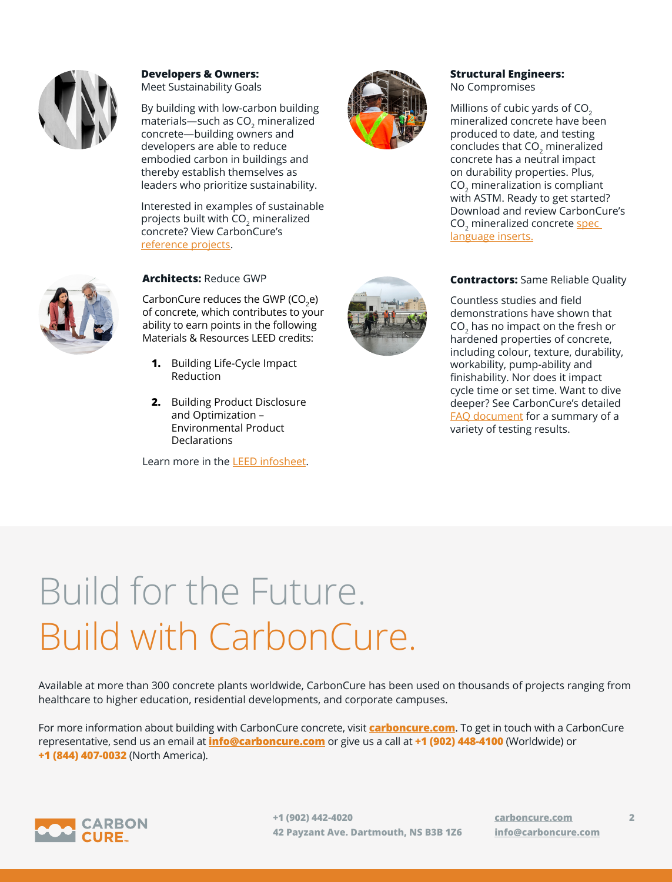**Developers & Owners:**
Meet Sustainability Goals

By building with low-carbon building materials—such as $CO_2$ mineralized concrete—building owners and developers are able to reduce embodied carbon in buildings and thereby establish themselves as leaders who prioritize sustainability.

Interested in examples of sustainable projects built with $CO_2$ mineralized concrete? View CarbonCure's reference projects.

**Structural Engineers:**
No Compromises

Millions of cubic yards of $CO_2$ mineralized concrete have been produced to date, and testing concludes that $CO_2$ mineralized concrete has a neutral impact on durability properties. Plus, $CO_2$ mineralization is compliant with ASTM. Ready to get started? Download and review CarbonCure's $CO_2$ mineralized concrete spec language inserts.

**Architects:** Reduce GWP

CarbonCure reduces the GWP ($CO_2e$) of concrete, which contributes to your ability to earn points in the following Materials & Resources LEED credits:

1. Building Life-Cycle Impact Reduction
2. Building Product Disclosure and Optimization – Environmental Product Declarations

Learn more in the LEED infosheet.

**Contractors:** Same Reliable Quality

Countless studies and field demonstrations have shown that $CO_2$ has no impact on the fresh or hardened properties of concrete, including colour, texture, durability, workability, pump-ability and finishability. Nor does it impact cycle time or set time. Want to dive deeper? See CarbonCure's detailed FAQ document for a summary of a variety of testing results.

# Build for the Future. Build with CarbonCure.

Available at more than 300 concrete plants worldwide, CarbonCure has been used on thousands of projects ranging from healthcare to higher education, residential developments, and corporate campuses.

For more information about building with CarbonCure concrete, visit **carboncure.com**. To get in touch with a CarbonCure representative, send us an email at **info@carboncure.com** or give us a call at **+1 (902) 448-4100** (Worldwide) or **+1 (844) 407-0032** (North America).

CARBON CURE

**+1 (902) 442-4020**
**42 Payzant Ave. Dartmouth, NS B3B 1Z6**

**carboncure.com**
**info@carboncure.com**